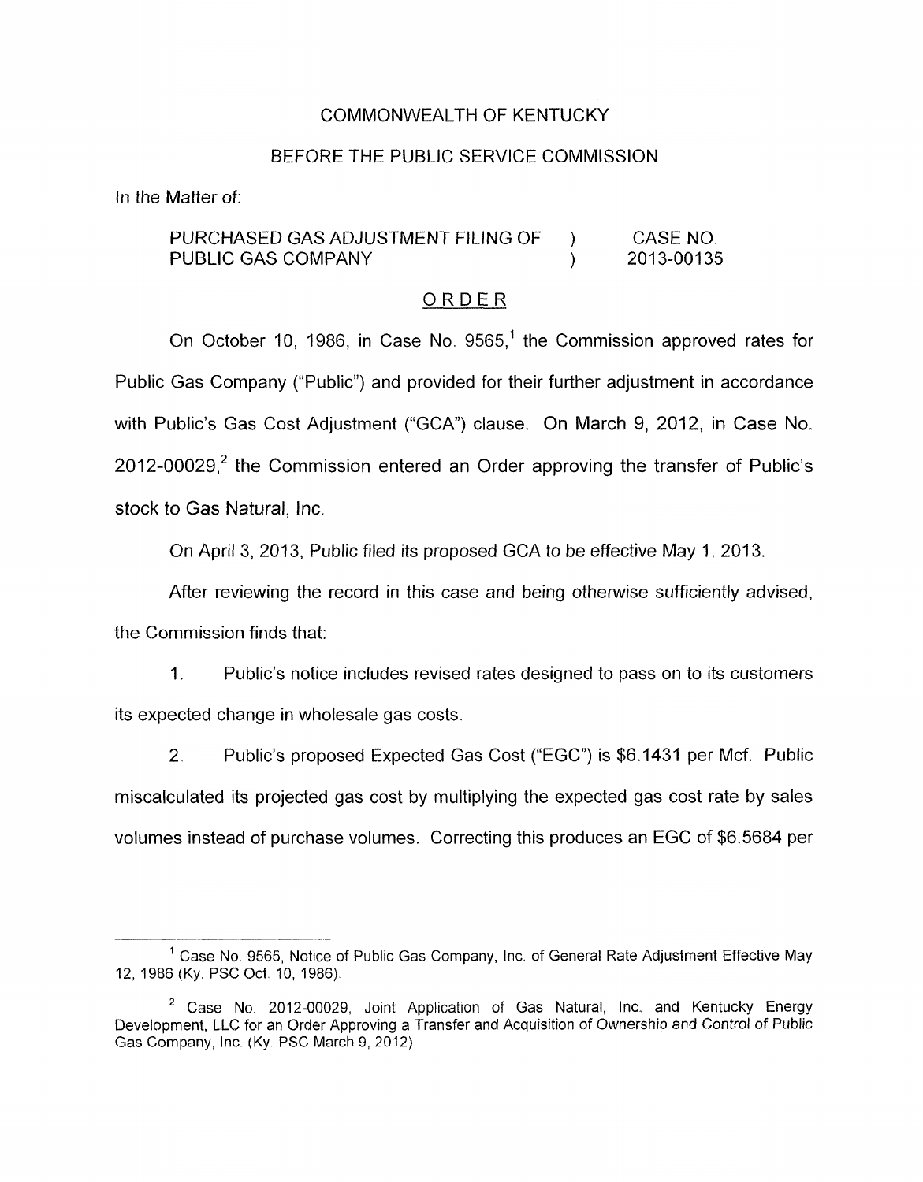COMMONWEALTH OF KENTUCKY

BEFORE THE PUBLIC SERVICE COMMISSION

In the Matter of:

| | | |
|---|---|---|
| PURCHASED GAS ADJUSTMENT FILING OF PUBLIC GAS COMPANY | ) ) | CASE NO. 2013-00135 |

ORDER

On October 10, 1986, in Case No. 9565,[1] the Commission approved rates for Public Gas Company ("Public") and provided for their further adjustment in accordance with Public's Gas Cost Adjustment ("GCA") clause. On March 9, 2012, in Case No. 2012-00029,[2] the Commission entered an Order approving the transfer of Public's stock to Gas Natural, Inc.

On April 3, 2013, Public filed its proposed GCA to be effective May 1, 2013.

After reviewing the record in this case and being otherwise sufficiently advised, the Commission finds that:

1. Public's notice includes revised rates designed to pass on to its customers its expected change in wholesale gas costs.

2. Public's proposed Expected Gas Cost ("EGC") is $6.1431 per Mcf. Public miscalculated its projected gas cost by multiplying the expected gas cost rate by sales volumes instead of purchase volumes. Correcting this produces an EGC of $6.5684 per

---

[1] Case No. 9565, Notice of Public Gas Company, Inc. of General Rate Adjustment Effective May 12, 1986 (Ky. PSC Oct. 10, 1986).

[2] Case No. 2012-00029, Joint Application of Gas Natural, Inc. and Kentucky Energy Development, LLC for an Order Approving a Transfer and Acquisition of Ownership and Control of Public Gas Company, Inc. (Ky. PSC March 9, 2012).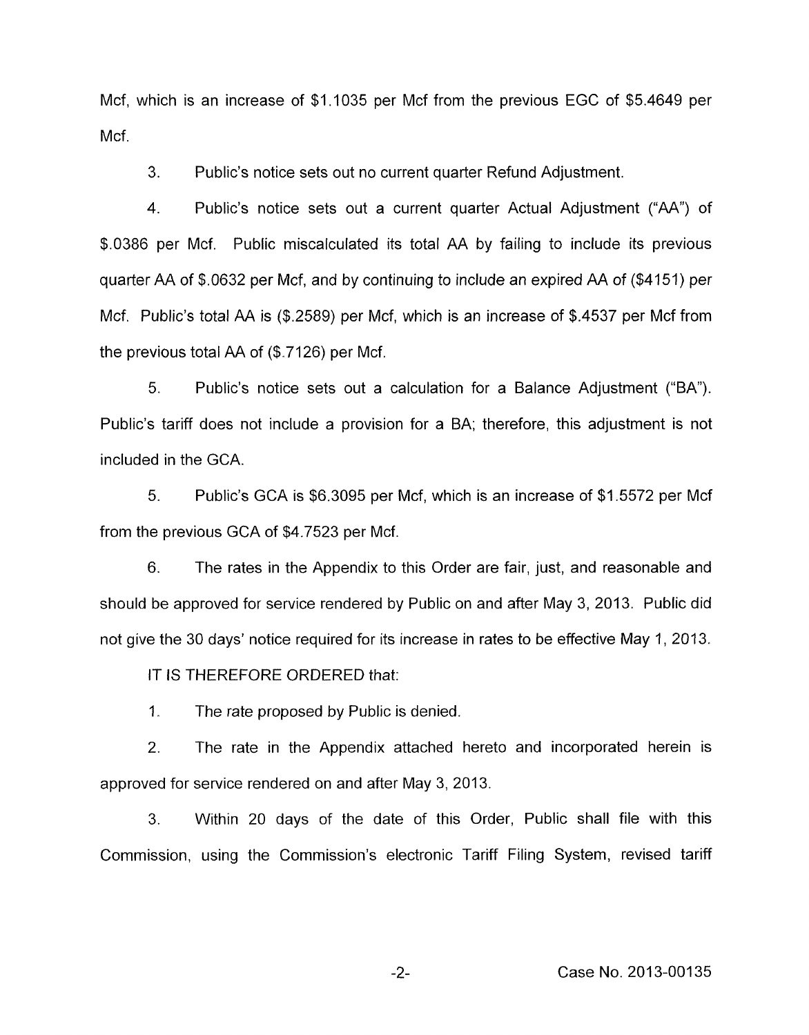Mcf, which is an increase of $1.1035 per Mcf from the previous EGC of $5.4649 per Mcf.

3. Public's notice sets out no current quarter Refund Adjustment.

4. Public's notice sets out a current quarter Actual Adjustment ("AA") of $.0386 per Mcf. Public miscalculated its total AA by failing to include its previous quarter AA of $.0632 per Mcf, and by continuing to include an expired AA of ($4151) per Mcf. Public's total AA is ($.2589) per Mcf, which is an increase of $.4537 per Mcf from the previous total AA of ($.7126) per Mcf.

5. Public's notice sets out a calculation for a Balance Adjustment ("BA"). Public's tariff does not include a provision for a BA; therefore, this adjustment is not included in the GCA.

5. Public's GCA is $6.3095 per Mcf, which is an increase of $1.5572 per Mcf from the previous GCA of $4.7523 per Mcf.

6. The rates in the Appendix to this Order are fair, just, and reasonable and should be approved for service rendered by Public on and after May 3, 2013. Public did not give the 30 days' notice required for its increase in rates to be effective May 1, 2013.

IT IS THEREFORE ORDERED that:

1. The rate proposed by Public is denied.

2. The rate in the Appendix attached hereto and incorporated herein is approved for service rendered on and after May 3, 2013.

3. Within 20 days of the date of this Order, Public shall file with this Commission, using the Commission's electronic Tariff Filing System, revised tariff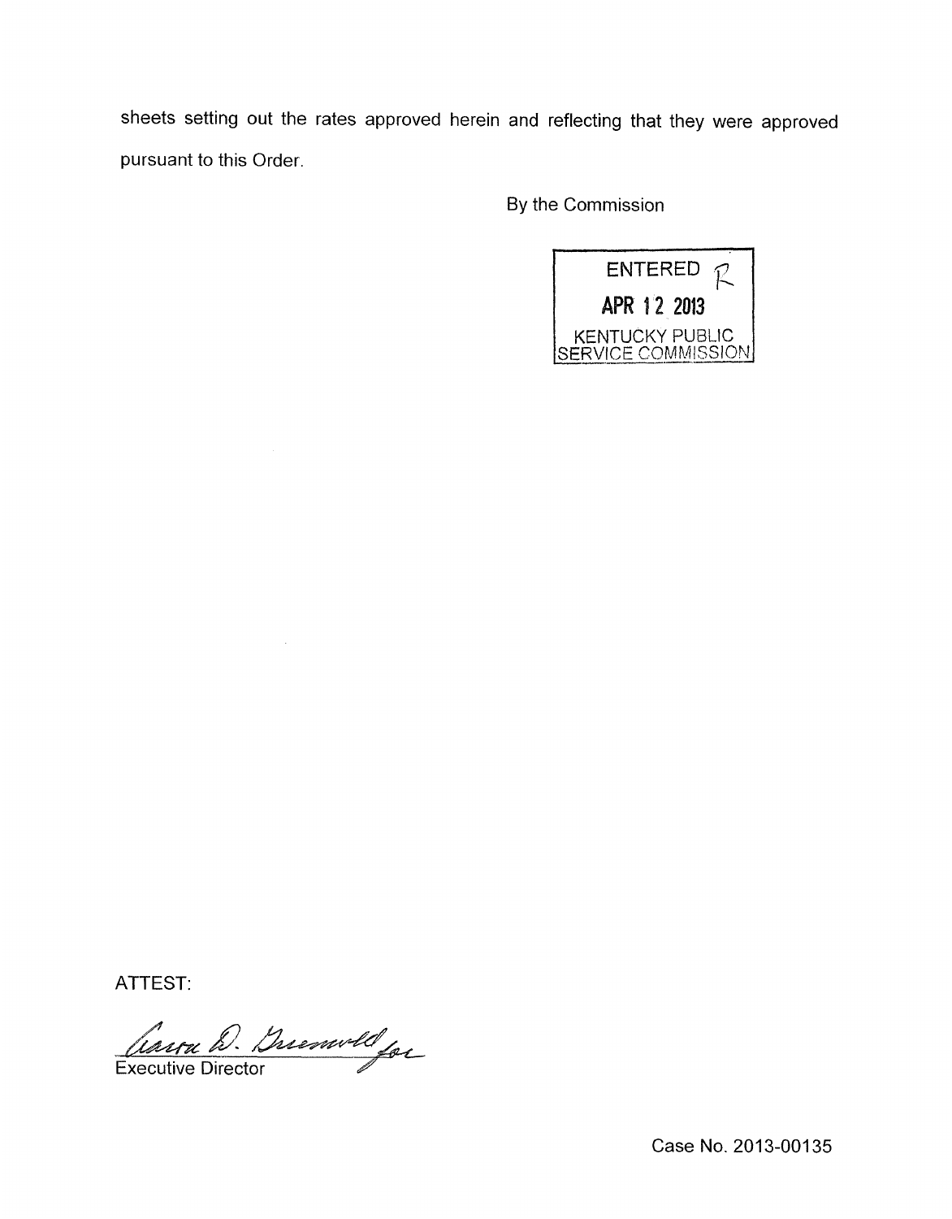sheets setting out the rates approved herein and reflecting that they were approved pursuant to this Order.

By the Commission

ENTERED
APR 12 2013
KENTUCKY PUBLIC SERVICE COMMISSION

ATTEST:

Executive Director

Case No. 2013-00135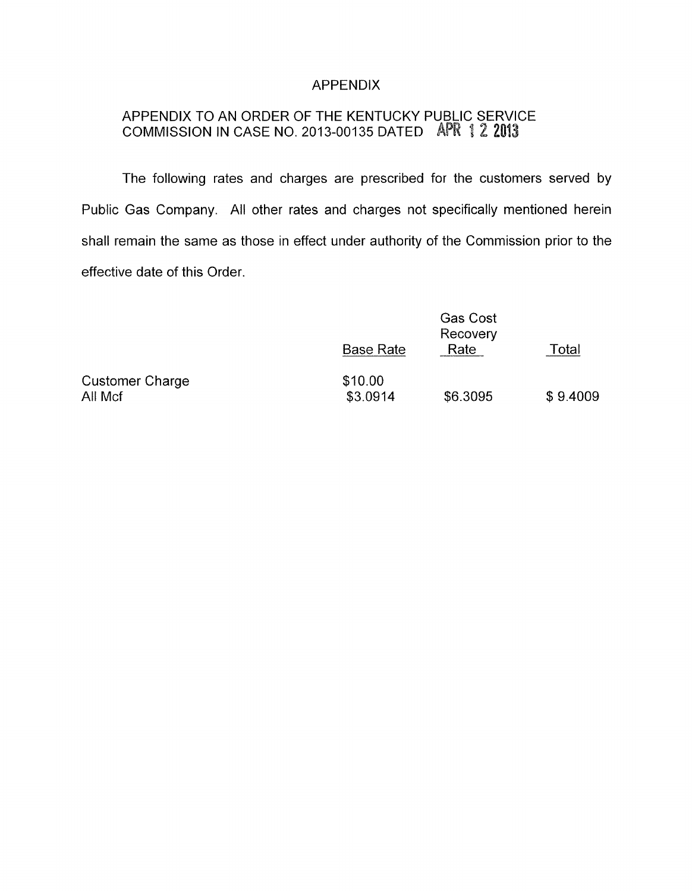# APPENDIX

## APPENDIX TO AN ORDER OF THE KENTUCKY PUBLIC SERVICE COMMISSION IN CASE NO. 2013-00135 DATED APR 12 2013

The following rates and charges are prescribed for the customers served by Public Gas Company. All other rates and charges not specifically mentioned herein shall remain the same as those in effect under authority of the Commission prior to the effective date of this Order.

| | Base Rate | Gas Cost Recovery Rate | Total |
|---|---|---|---|
| Customer Charge | $10.00 | | |
| All Mcf | $3.0914 | $6.3095 | $ 9.4009 |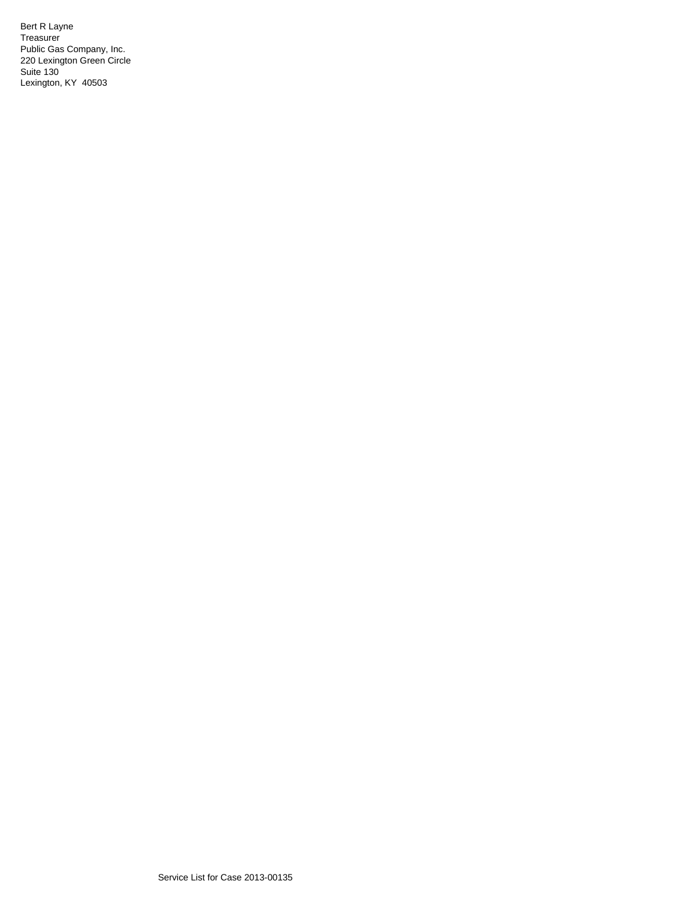Bert R Layne
Treasurer
Public Gas Company, Inc.
220 Lexington Green Circle
Suite 130
Lexington, KY  40503